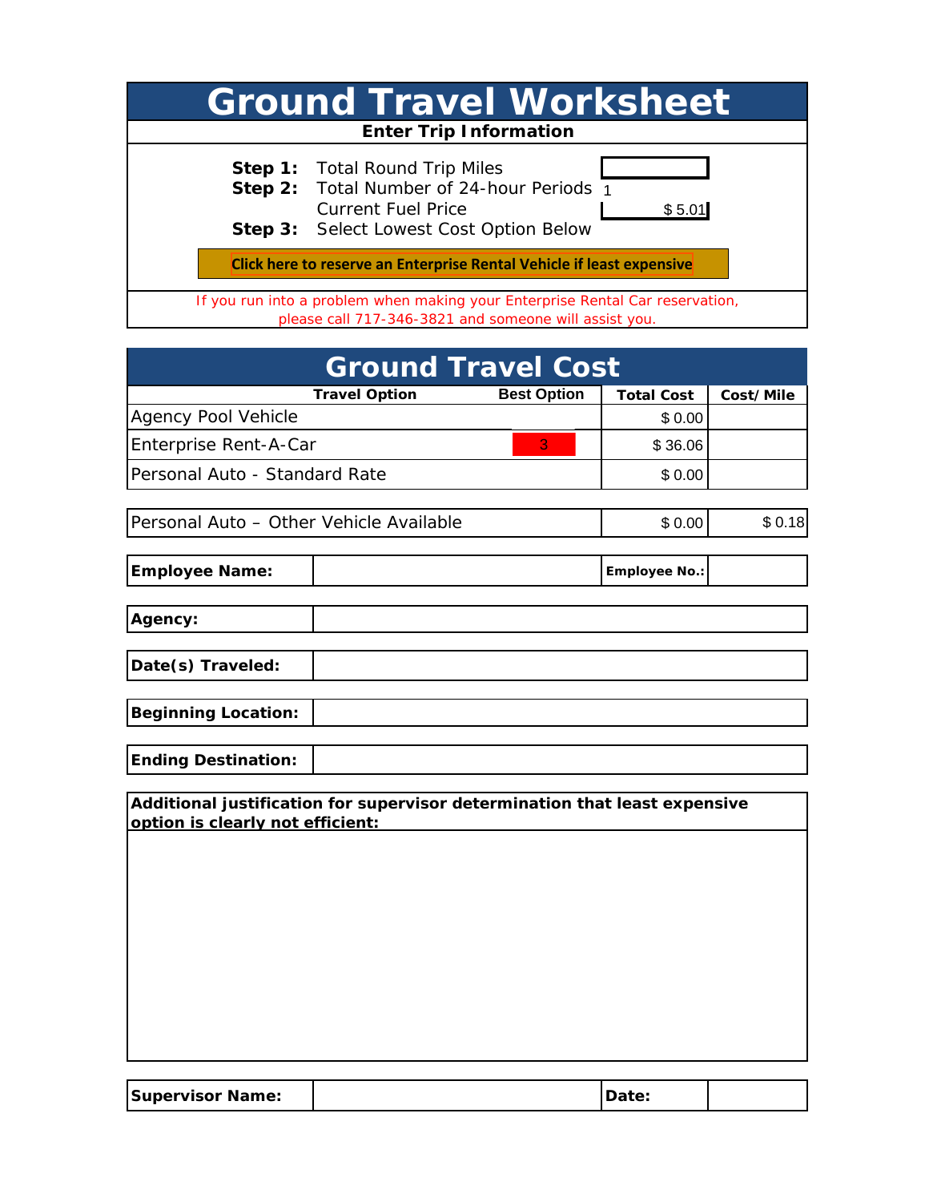# Ground Travel Worksheet

**Enter Trip Information**

| | | |
|---|---|---|
| **Step 1:** | Total Round Trip Miles | |
| **Step 2:** | Total Number of 24-hour Periods | 1 |
| | Current Fuel Price | $ 5.01 |
| **Step 3:** | Select Lowest Cost Option Below | |

**Click here to reserve an Enterprise Rental Vehicle if least expensive**

If you run into a problem when making your Enterprise Rental Car reservation, please call 717-346-3821 and someone will assist you.

# Ground Travel Cost

| Travel Option | Best Option | Total Cost | Cost/Mile |
|---|---|---|---|
| Agency Pool Vehicle | | $ 0.00 | |
| Enterprise Rent-A-Car | 3 | $ 36.06 | |
| Personal Auto - Standard Rate | | $ 0.00 | |
| Personal Auto – Other Vehicle Available | | $ 0.00 | $ 0.18 |

| | | | |
|---|---|---|---|
| **Employee Name:** | | **Employee No.:** | |

| | |
|---|---|
| **Agency:** | |
| **Date(s) Traveled:** | |
| **Beginning Location:** | |
| **Ending Destination:** | |

**Additional justification for supervisor determination that least expensive option is clearly not efficient:**

| | | | |
|---|---|---|---|
| **Supervisor Name:** | | **Date:** | |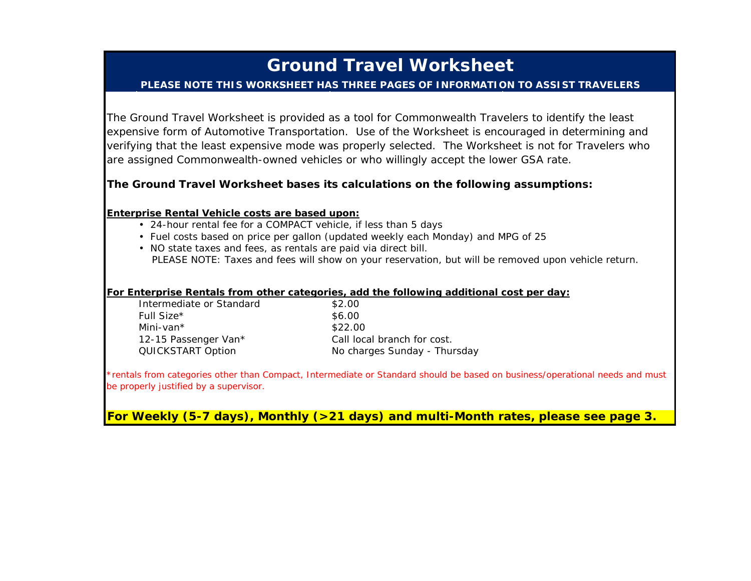# Ground Travel Worksheet

**PLEASE NOTE THIS WORKSHEET HAS THREE PAGES OF INFORMATION TO ASSIST TRAVELERS**

The Ground Travel Worksheet is provided as a tool for Commonwealth Travelers to identify the least expensive form of Automotive Transportation. Use of the Worksheet is encouraged in determining and verifying that the least expensive mode was properly selected. The Worksheet is not for Travelers who are assigned Commonwealth-owned vehicles or who willingly accept the lower GSA rate.

**The Ground Travel Worksheet bases its calculations on the following assumptions:**

**Enterprise Rental Vehicle costs are based upon:**

- 24-hour rental fee for a COMPACT vehicle, if less than 5 days
- Fuel costs based on price per gallon (updated weekly each Monday) and MPG of 25
- NO state taxes and fees, as rentals are paid via direct bill.
  PLEASE NOTE: Taxes and fees will show on your reservation, but will be removed upon vehicle return.

**For Enterprise Rentals from other categories, add the following additional cost per day:**

| | |
|---|---|
| Intermediate or Standard | $2.00 |
| Full Size* | $6.00 |
| Mini-van* | $22.00 |
| 12-15 Passenger Van* | Call local branch for cost. |
| QUICKSTART Option | No charges Sunday - Thursday |

*rentals from categories other than Compact, Intermediate or Standard should be based on business/operational needs and must be properly justified by a supervisor.

**For Weekly (5-7 days), Monthly (>21 days) and multi-Month rates, please see page 3.**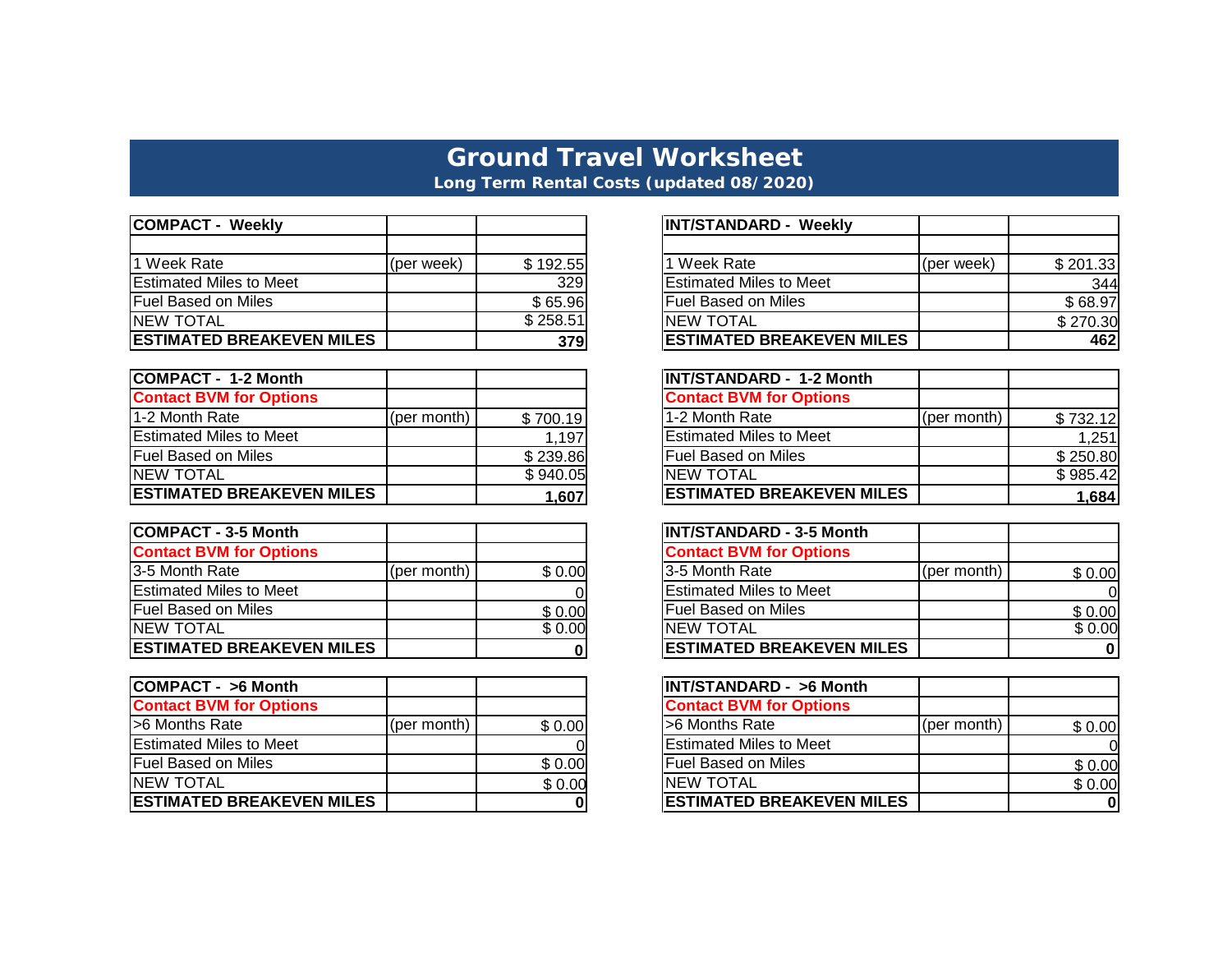# Ground Travel Worksheet

**Long Term Rental Costs (updated 08/2020)**

| **COMPACT - Weekly** | | |
|---|---|---|
| | | |
| 1 Week Rate | (per week) | $ 192.55 |
| Estimated Miles to Meet | | 329 |
| Fuel Based on Miles | | $ 65.96 |
| NEW TOTAL | | $ 258.51 |
| **ESTIMATED BREAKEVEN MILES** | | **379** |

| **INT/STANDARD - Weekly** | | |
|---|---|---|
| | | |
| 1 Week Rate | (per week) | $ 201.33 |
| Estimated Miles to Meet | | 344 |
| Fuel Based on Miles | | $ 68.97 |
| NEW TOTAL | | $ 270.30 |
| **ESTIMATED BREAKEVEN MILES** | | **462** |

| **COMPACT - 1-2 Month** | | |
|---|---|---|
| **Contact BVM for Options** | | |
| 1-2 Month Rate | (per month) | $ 700.19 |
| Estimated Miles to Meet | | 1,197 |
| Fuel Based on Miles | | $ 239.86 |
| NEW TOTAL | | $ 940.05 |
| **ESTIMATED BREAKEVEN MILES** | | **1,607** |

| **INT/STANDARD - 1-2 Month** | | |
|---|---|---|
| **Contact BVM for Options** | | |
| 1-2 Month Rate | (per month) | $ 732.12 |
| Estimated Miles to Meet | | 1,251 |
| Fuel Based on Miles | | $ 250.80 |
| NEW TOTAL | | $ 985.42 |
| **ESTIMATED BREAKEVEN MILES** | | **1,684** |

| **COMPACT - 3-5 Month** | | |
|---|---|---|
| **Contact BVM for Options** | | |
| 3-5 Month Rate | (per month) | $ 0.00 |
| Estimated Miles to Meet | | 0 |
| Fuel Based on Miles | | $ 0.00 |
| NEW TOTAL | | $ 0.00 |
| **ESTIMATED BREAKEVEN MILES** | | **0** |

| **INT/STANDARD - 3-5 Month** | | |
|---|---|---|
| **Contact BVM for Options** | | |
| 3-5 Month Rate | (per month) | $ 0.00 |
| Estimated Miles to Meet | | 0 |
| Fuel Based on Miles | | $ 0.00 |
| NEW TOTAL | | $ 0.00 |
| **ESTIMATED BREAKEVEN MILES** | | **0** |

| **COMPACT - >6 Month** | | |
|---|---|---|
| **Contact BVM for Options** | | |
| >6 Months Rate | (per month) | $ 0.00 |
| Estimated Miles to Meet | | 0 |
| Fuel Based on Miles | | $ 0.00 |
| NEW TOTAL | | $ 0.00 |
| **ESTIMATED BREAKEVEN MILES** | | **0** |

| **INT/STANDARD - >6 Month** | | |
|---|---|---|
| **Contact BVM for Options** | | |
| >6 Months Rate | (per month) | $ 0.00 |
| Estimated Miles to Meet | | 0 |
| Fuel Based on Miles | | $ 0.00 |
| NEW TOTAL | | $ 0.00 |
| **ESTIMATED BREAKEVEN MILES** | | **0** |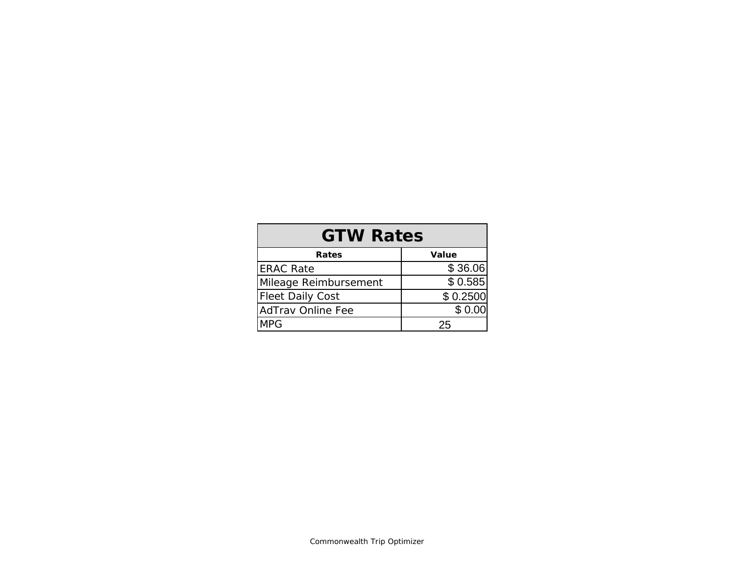## GTW Rates

| Rates | Value |
|---|---|
| ERAC Rate | $ 36.06 |
| Mileage Reimbursement | $ 0.585 |
| Fleet Daily Cost | $ 0.2500 |
| AdTrav Online Fee | $ 0.00 |
| MPG | 25 |